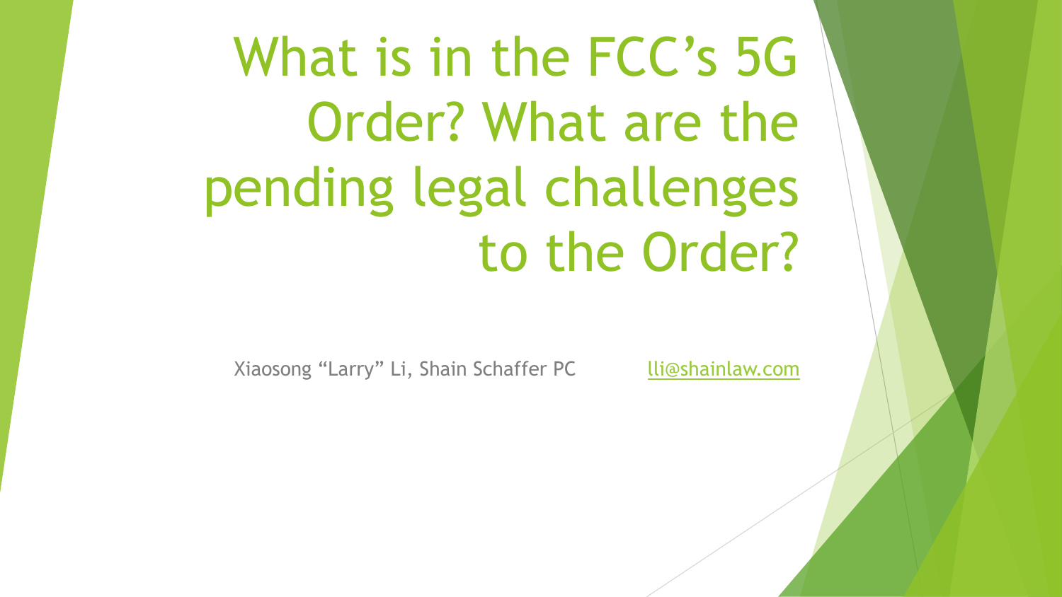# What is in the FCC's 5G Order? What are the pending legal challenges to the Order?

Xiaosong "Larry" Li, Shain Schaffer PC lli@shainlaw.com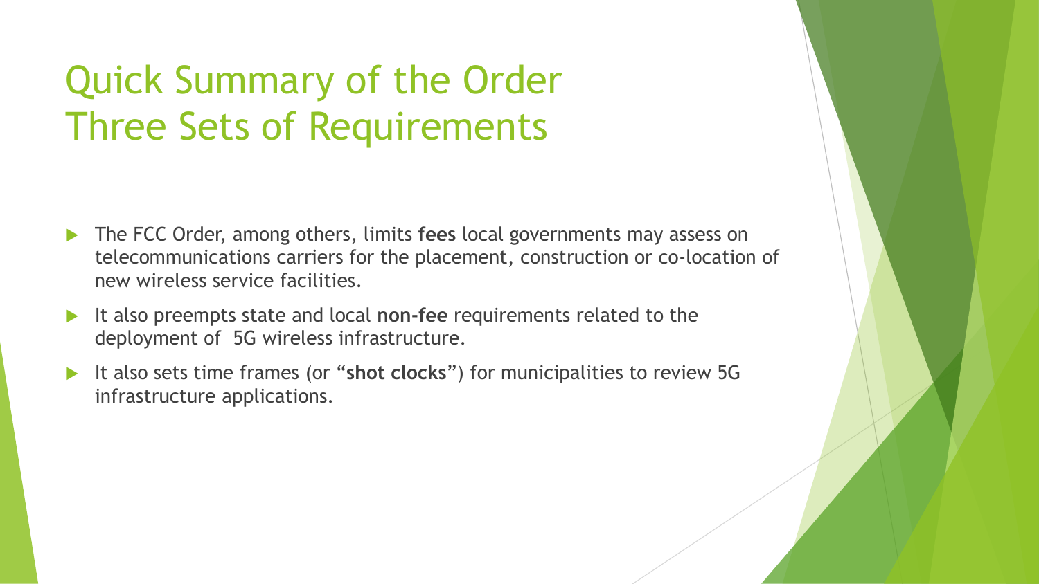# Quick Summary of the Order
# Three Sets of Requirements

- The FCC Order, among others, limits **fees** local governments may assess on telecommunications carriers for the placement, construction or co-location of new wireless service facilities.
- It also preempts state and local **non-fee** requirements related to the deployment of 5G wireless infrastructure.
- It also sets time frames (or "**shot clocks**") for municipalities to review 5G infrastructure applications.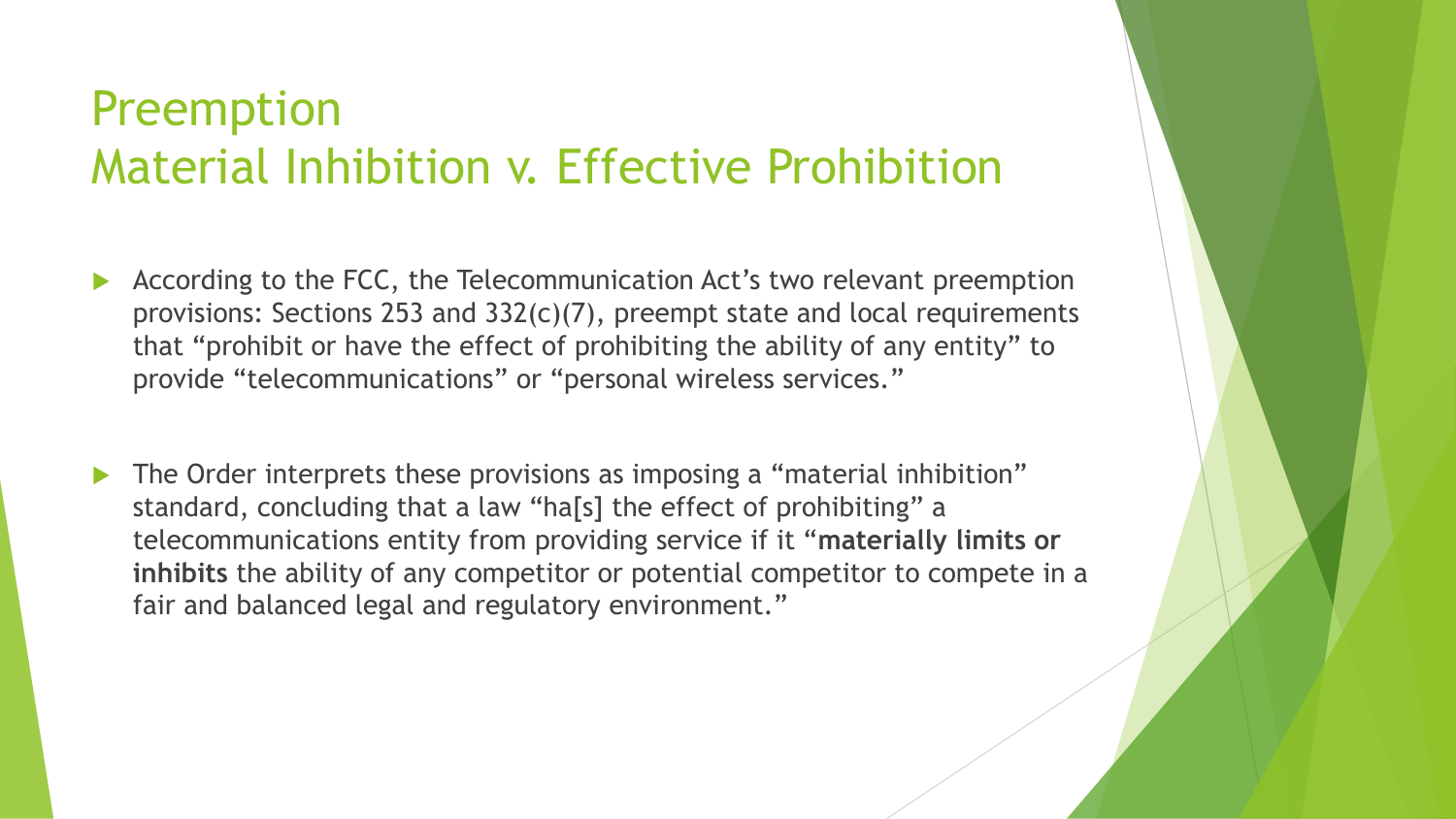# Preemption
## Material Inhibition v. Effective Prohibition

- According to the FCC, the Telecommunication Act's two relevant preemption provisions: Sections 253 and 332(c)(7), preempt state and local requirements that "prohibit or have the effect of prohibiting the ability of any entity" to provide "telecommunications" or "personal wireless services."

- The Order interprets these provisions as imposing a "material inhibition" standard, concluding that a law "ha[s] the effect of prohibiting" a telecommunications entity from providing service if it "**materially limits or inhibits** the ability of any competitor or potential competitor to compete in a fair and balanced legal and regulatory environment."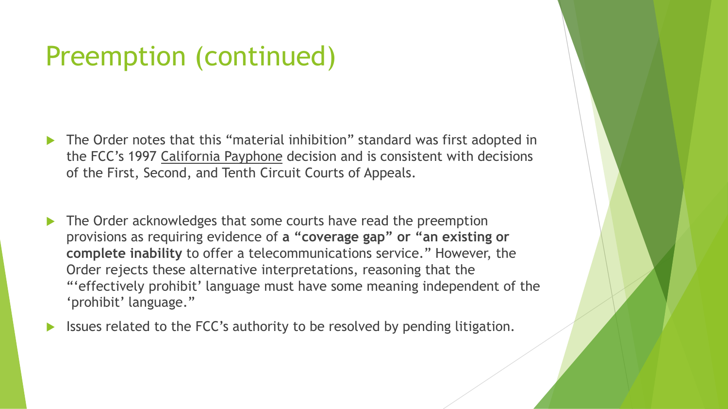# Preemption (continued)

- The Order notes that this "material inhibition" standard was first adopted in the FCC's 1997 California Payphone decision and is consistent with decisions of the First, Second, and Tenth Circuit Courts of Appeals.

- The Order acknowledges that some courts have read the preemption provisions as requiring evidence of **a "coverage gap" or "an existing or complete inability** to offer a telecommunications service." However, the Order rejects these alternative interpretations, reasoning that the "'effectively prohibit' language must have some meaning independent of the 'prohibit' language."

- Issues related to the FCC's authority to be resolved by pending litigation.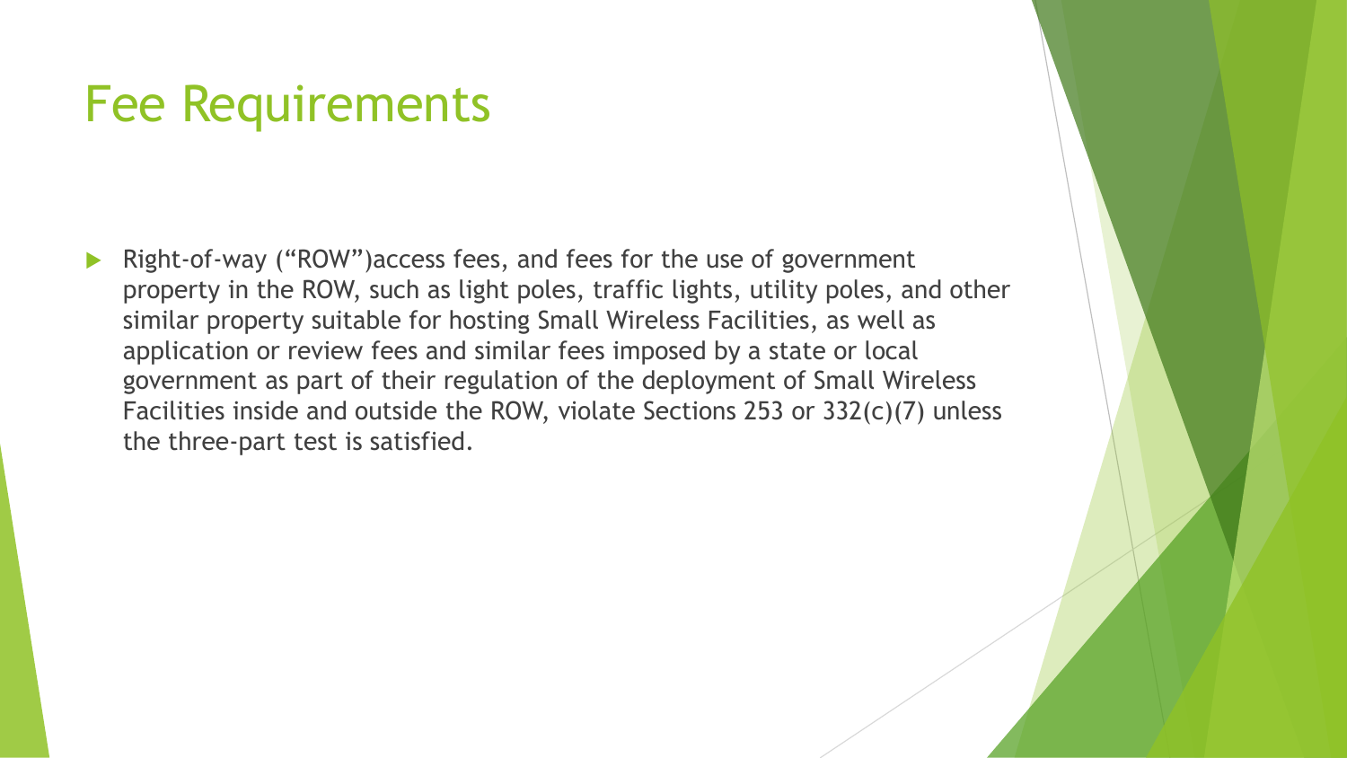# Fee Requirements

- Right-of-way ("ROW")access fees, and fees for the use of government property in the ROW, such as light poles, traffic lights, utility poles, and other similar property suitable for hosting Small Wireless Facilities, as well as application or review fees and similar fees imposed by a state or local government as part of their regulation of the deployment of Small Wireless Facilities inside and outside the ROW, violate Sections 253 or 332(c)(7) unless the three-part test is satisfied.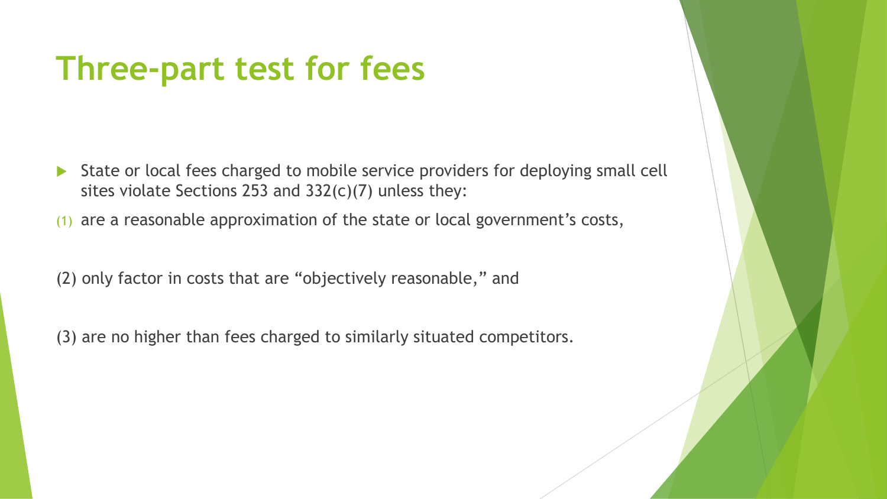# Three-part test for fees

- State or local fees charged to mobile service providers for deploying small cell sites violate Sections 253 and 332(c)(7) unless they:

(1) are a reasonable approximation of the state or local government's costs,

(2) only factor in costs that are "objectively reasonable," and

(3) are no higher than fees charged to similarly situated competitors.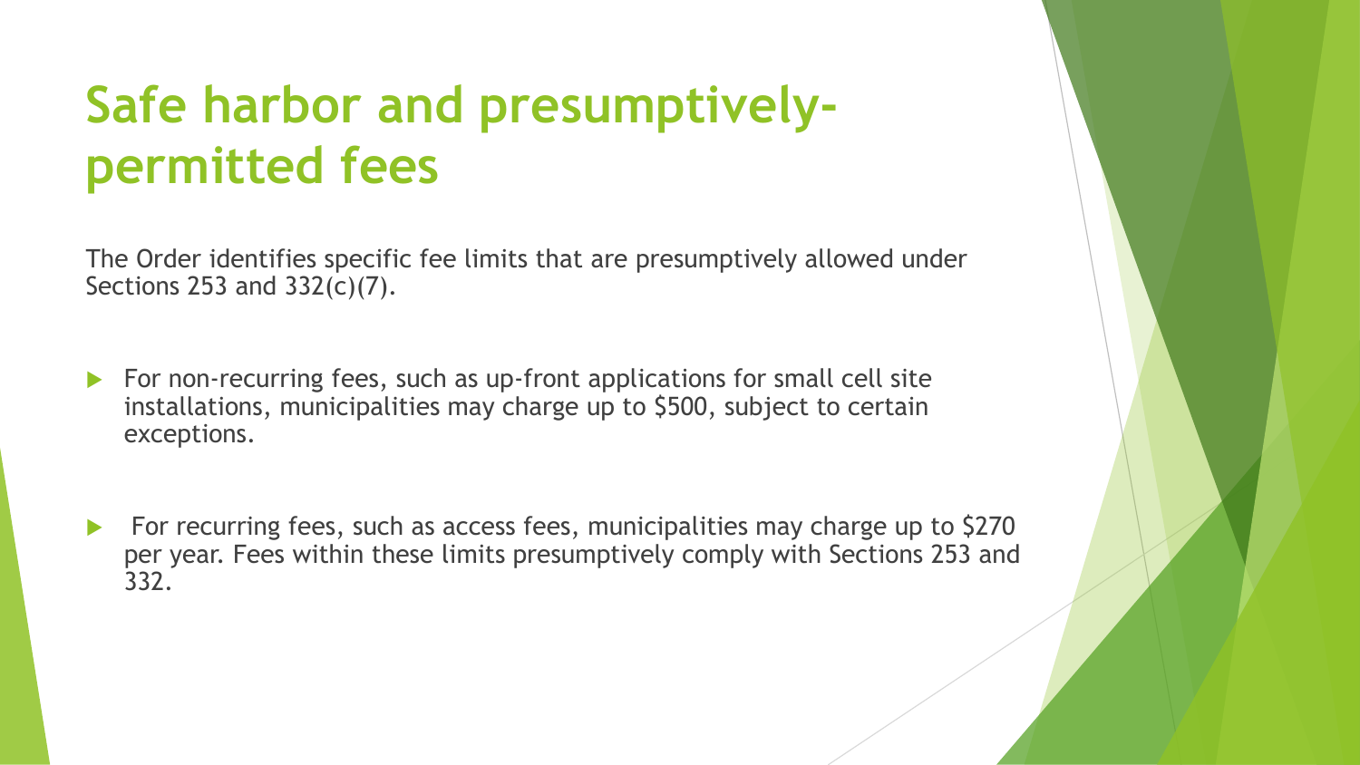# Safe harbor and presumptively-permitted fees

The Order identifies specific fee limits that are presumptively allowed under Sections 253 and 332(c)(7).

- For non-recurring fees, such as up-front applications for small cell site installations, municipalities may charge up to $500, subject to certain exceptions.

- For recurring fees, such as access fees, municipalities may charge up to $270 per year. Fees within these limits presumptively comply with Sections 253 and 332.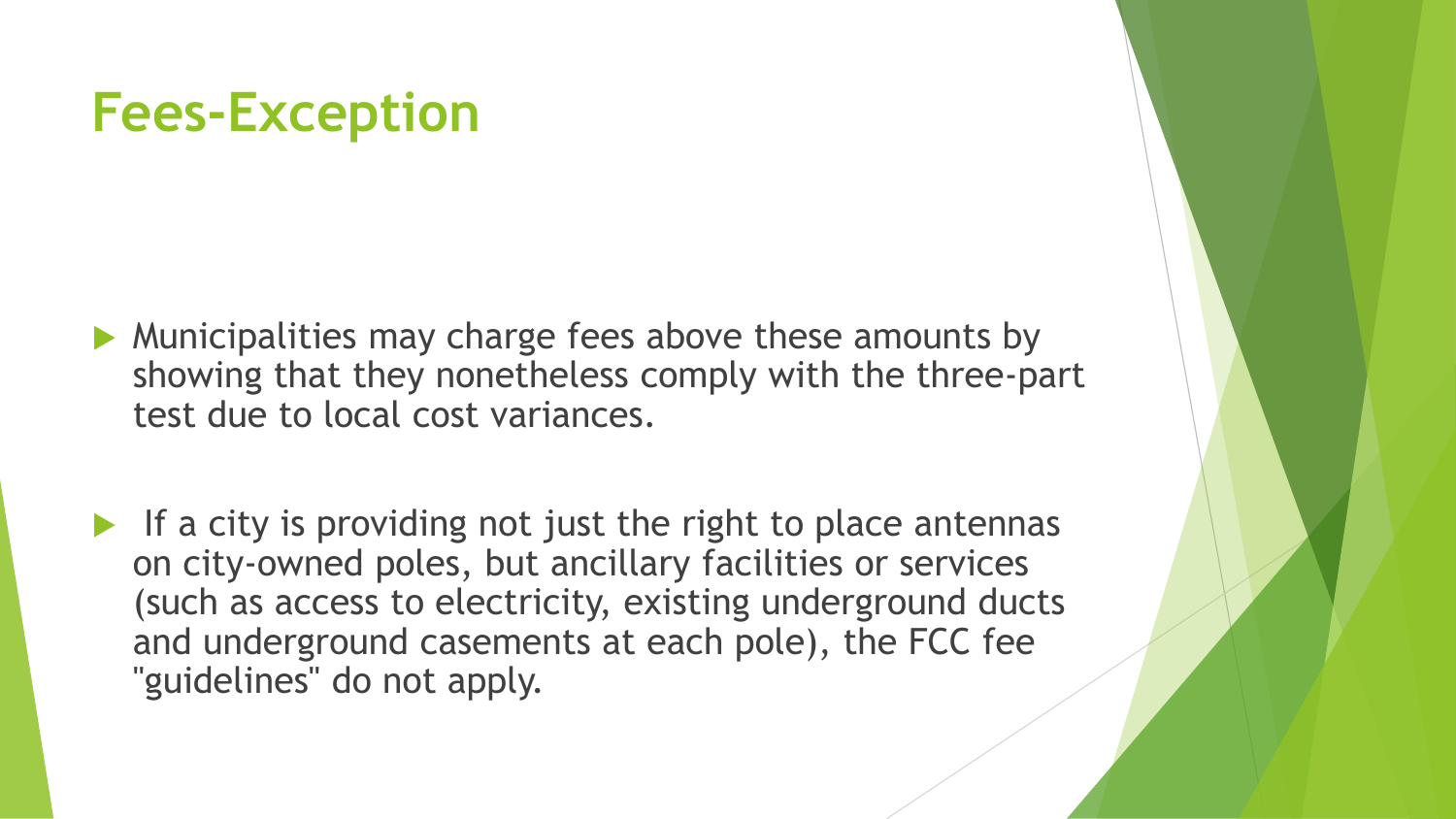# Fees-Exception

- Municipalities may charge fees above these amounts by showing that they nonetheless comply with the three-part test due to local cost variances.

- If a city is providing not just the right to place antennas on city-owned poles, but ancillary facilities or services (such as access to electricity, existing underground ducts and underground casements at each pole), the FCC fee "guidelines" do not apply.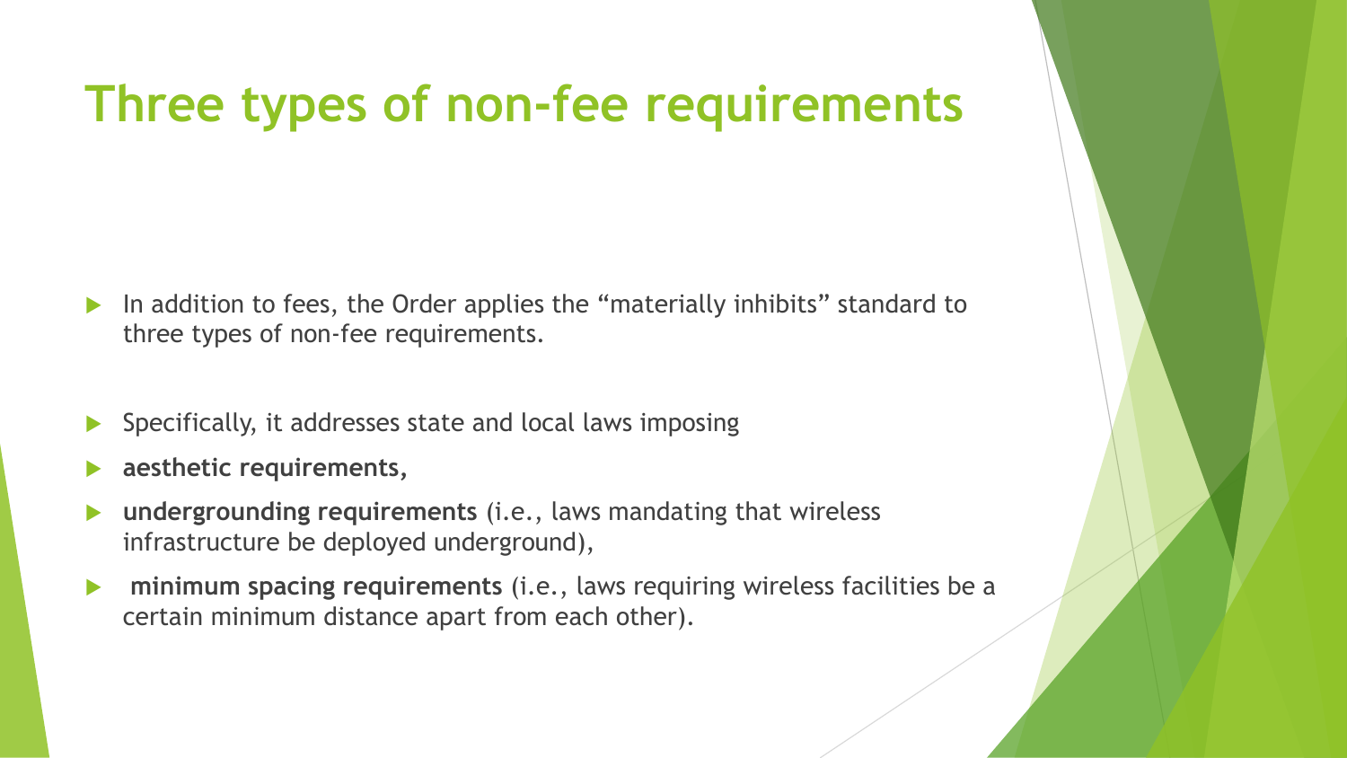# Three types of non-fee requirements

- In addition to fees, the Order applies the “materially inhibits” standard to three types of non-fee requirements.
- Specifically, it addresses state and local laws imposing
- **aesthetic requirements,**
- **undergrounding requirements** (i.e., laws mandating that wireless infrastructure be deployed underground),
- **minimum spacing requirements** (i.e., laws requiring wireless facilities be a certain minimum distance apart from each other).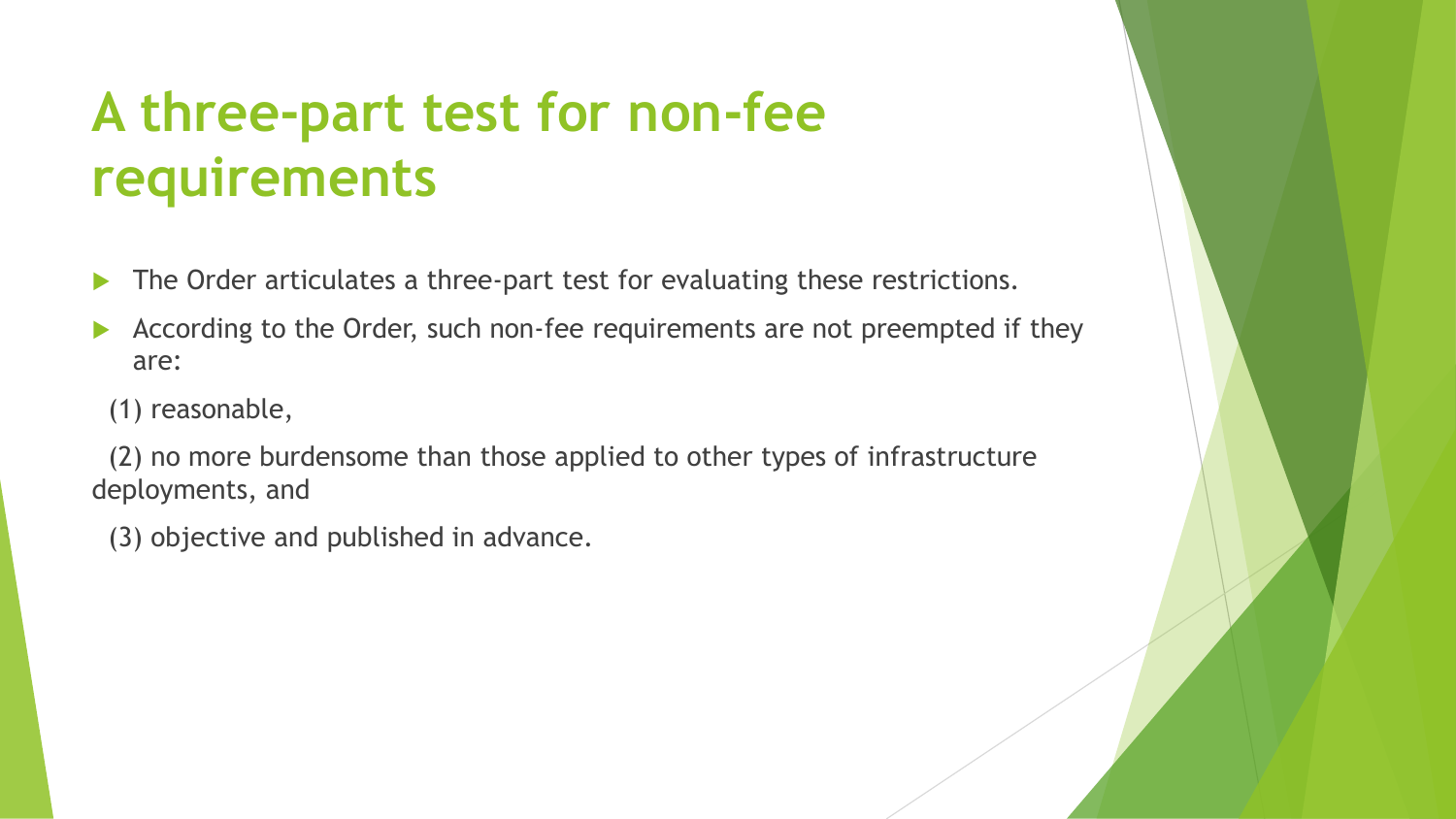# A three-part test for non-fee requirements

- The Order articulates a three-part test for evaluating these restrictions.
- According to the Order, such non-fee requirements are not preempted if they are:

(1) reasonable,

(2) no more burdensome than those applied to other types of infrastructure deployments, and

(3) objective and published in advance.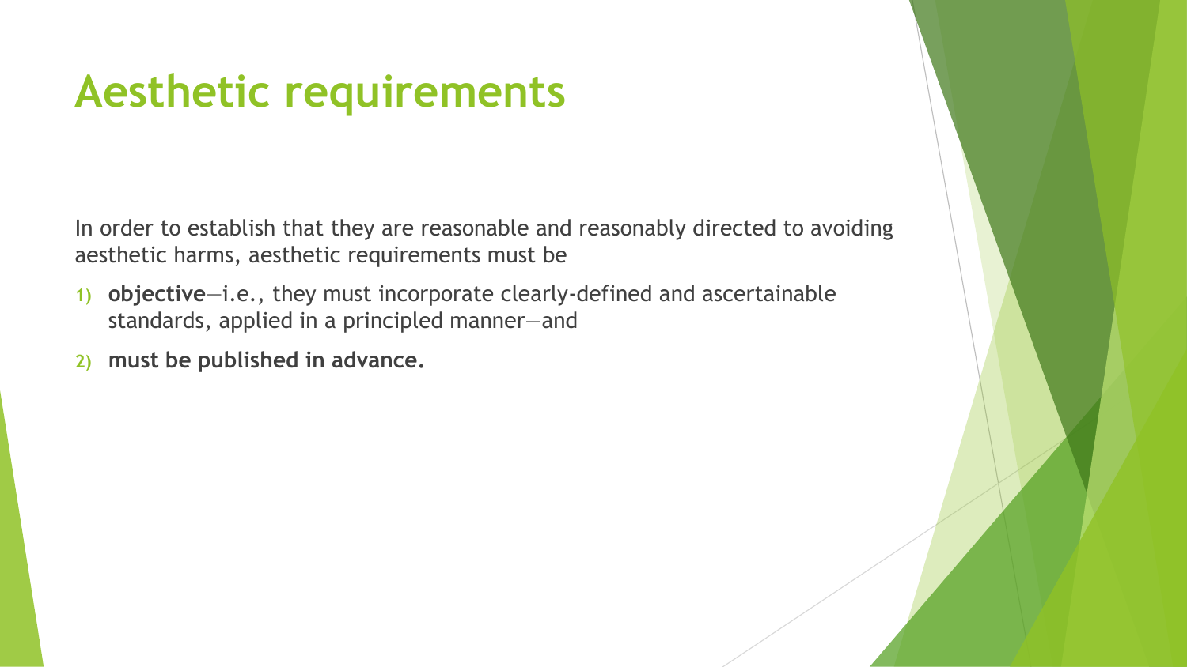# Aesthetic requirements

In order to establish that they are reasonable and reasonably directed to avoiding aesthetic harms, aesthetic requirements must be

1) **objective**—i.e., they must incorporate clearly-defined and ascertainable standards, applied in a principled manner—and
2) **must be published in advance.**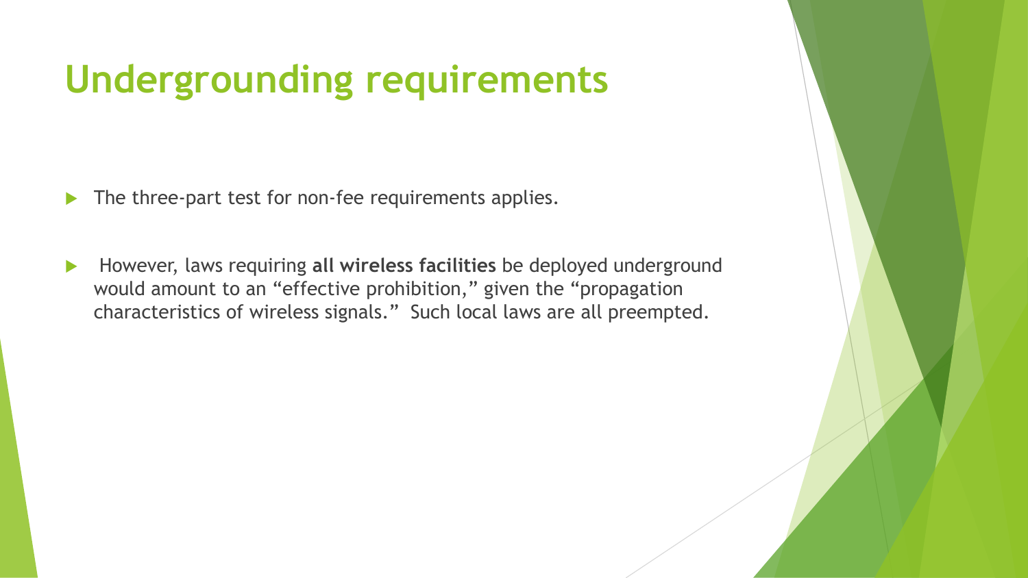# Undergrounding requirements

- The three-part test for non-fee requirements applies.
- However, laws requiring **all wireless facilities** be deployed underground would amount to an “effective prohibition,” given the “propagation characteristics of wireless signals.” Such local laws are all preempted.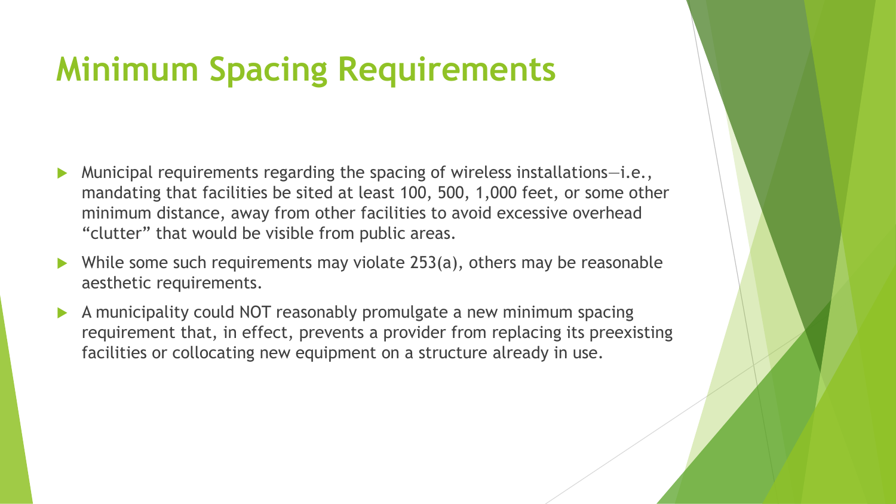# Minimum Spacing Requirements

- Municipal requirements regarding the spacing of wireless installations—i.e., mandating that facilities be sited at least 100, 500, 1,000 feet, or some other minimum distance, away from other facilities to avoid excessive overhead "clutter" that would be visible from public areas.
- While some such requirements may violate 253(a), others may be reasonable aesthetic requirements.
- A municipality could NOT reasonably promulgate a new minimum spacing requirement that, in effect, prevents a provider from replacing its preexisting facilities or collocating new equipment on a structure already in use.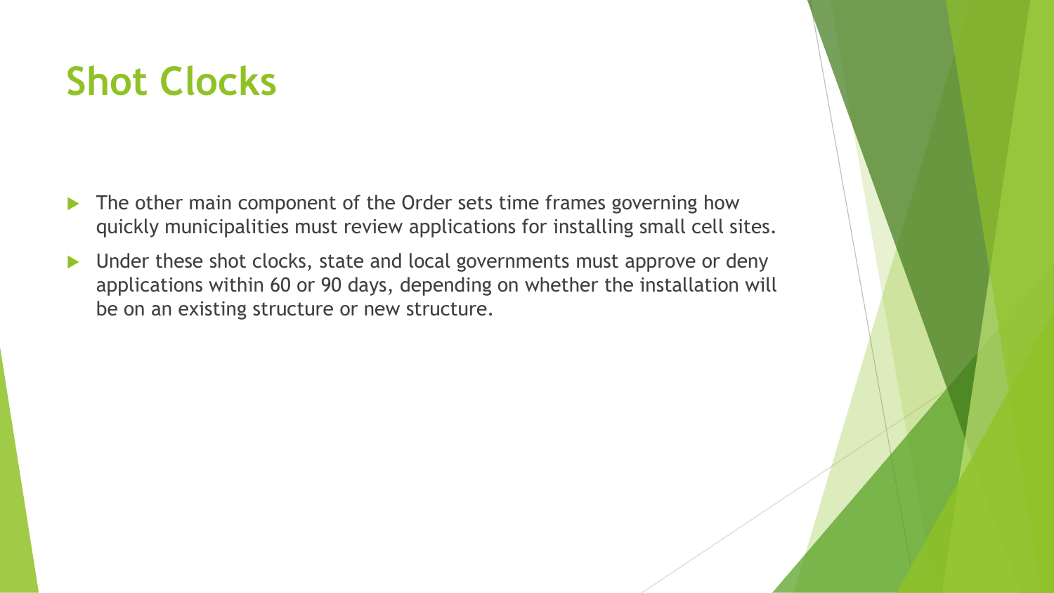# Shot Clocks

- The other main component of the Order sets time frames governing how quickly municipalities must review applications for installing small cell sites.
- Under these shot clocks, state and local governments must approve or deny applications within 60 or 90 days, depending on whether the installation will be on an existing structure or new structure.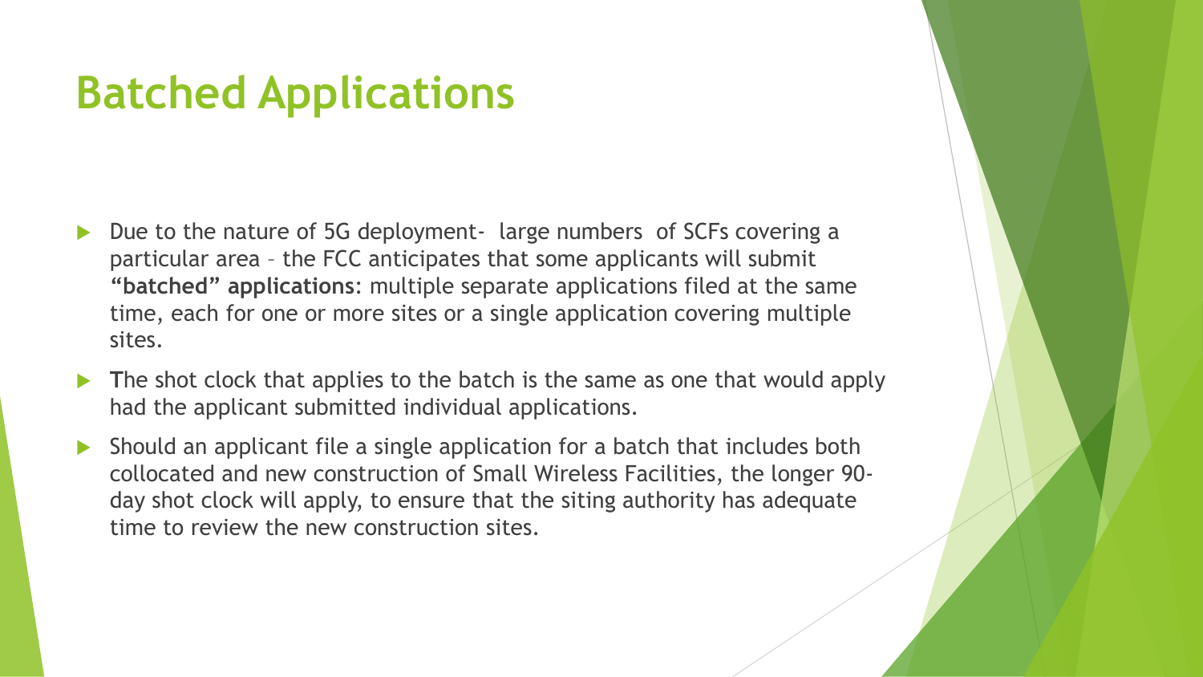# Batched Applications

- Due to the nature of 5G deployment- large numbers of SCFs covering a particular area – the FCC anticipates that some applicants will submit **"batched" applications**: multiple separate applications filed at the same time, each for one or more sites or a single application covering multiple sites.
- **T**he shot clock that applies to the batch is the same as one that would apply had the applicant submitted individual applications.
- Should an applicant file a single application for a batch that includes both collocated and new construction of Small Wireless Facilities, the longer 90-day shot clock will apply, to ensure that the siting authority has adequate time to review the new construction sites.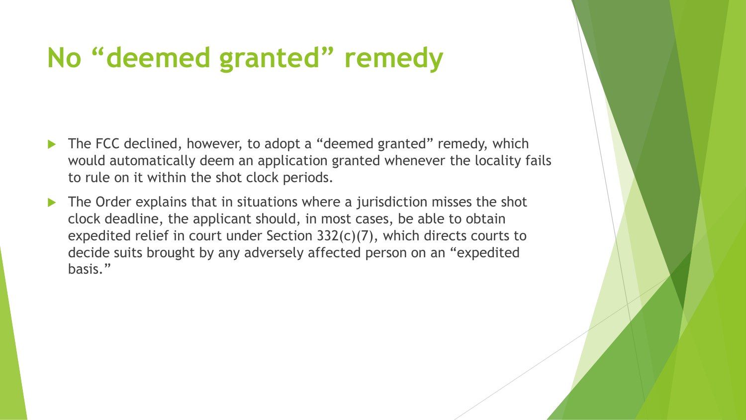# No "deemed granted" remedy

- The FCC declined, however, to adopt a "deemed granted" remedy, which would automatically deem an application granted whenever the locality fails to rule on it within the shot clock periods.
- The Order explains that in situations where a jurisdiction misses the shot clock deadline, the applicant should, in most cases, be able to obtain expedited relief in court under Section 332(c)(7), which directs courts to decide suits brought by any adversely affected person on an "expedited basis."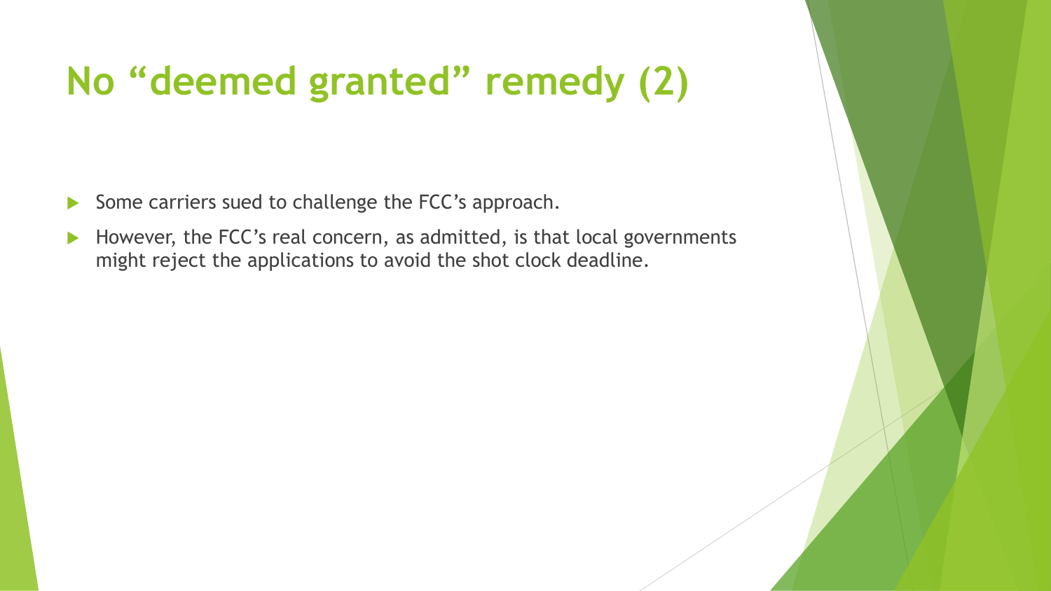# No "deemed granted" remedy (2)

- Some carriers sued to challenge the FCC's approach.
- However, the FCC's real concern, as admitted, is that local governments might reject the applications to avoid the shot clock deadline.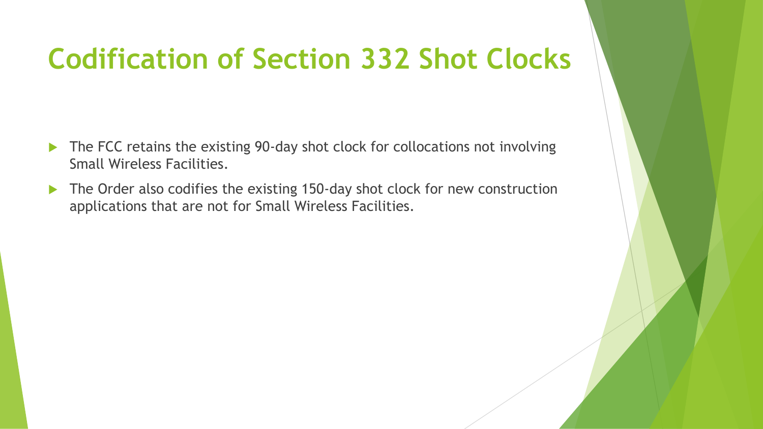# Codification of Section 332 Shot Clocks

- The FCC retains the existing 90-day shot clock for collocations not involving Small Wireless Facilities.
- The Order also codifies the existing 150-day shot clock for new construction applications that are not for Small Wireless Facilities.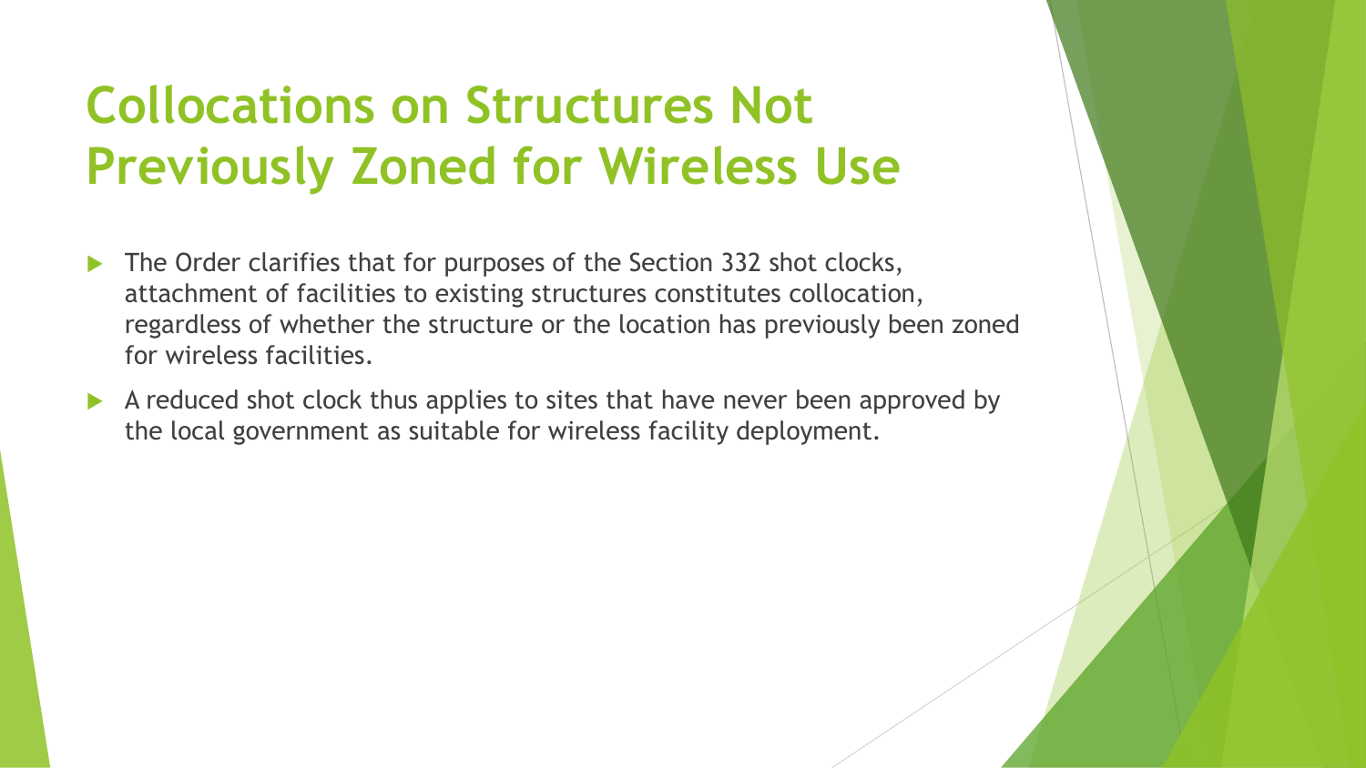# Collocations on Structures Not Previously Zoned for Wireless Use

- The Order clarifies that for purposes of the Section 332 shot clocks, attachment of facilities to existing structures constitutes collocation, regardless of whether the structure or the location has previously been zoned for wireless facilities.
- A reduced shot clock thus applies to sites that have never been approved by the local government as suitable for wireless facility deployment.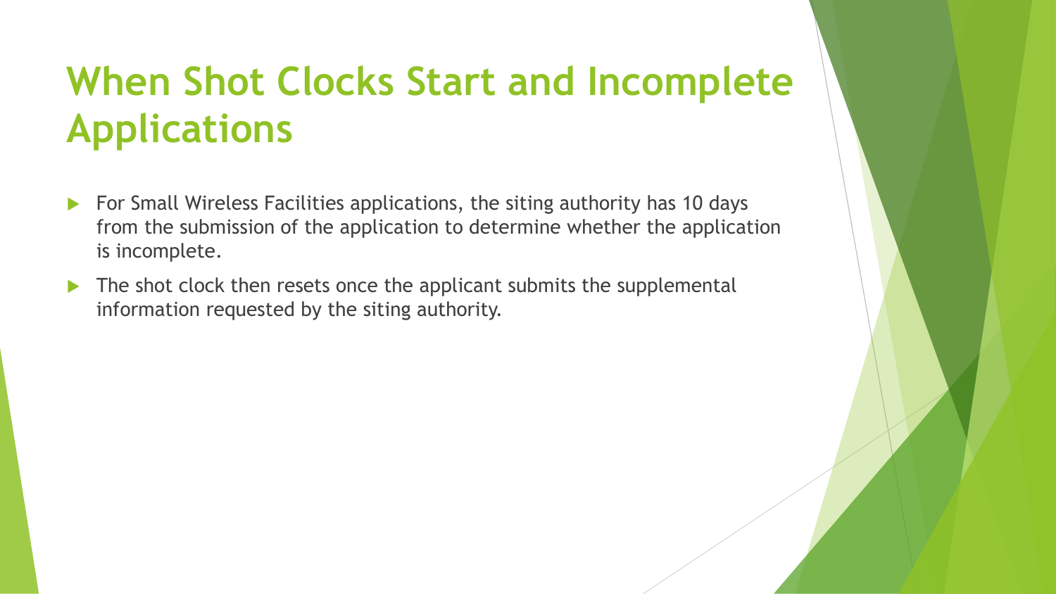# When Shot Clocks Start and Incomplete Applications

- For Small Wireless Facilities applications, the siting authority has 10 days from the submission of the application to determine whether the application is incomplete.
- The shot clock then resets once the applicant submits the supplemental information requested by the siting authority.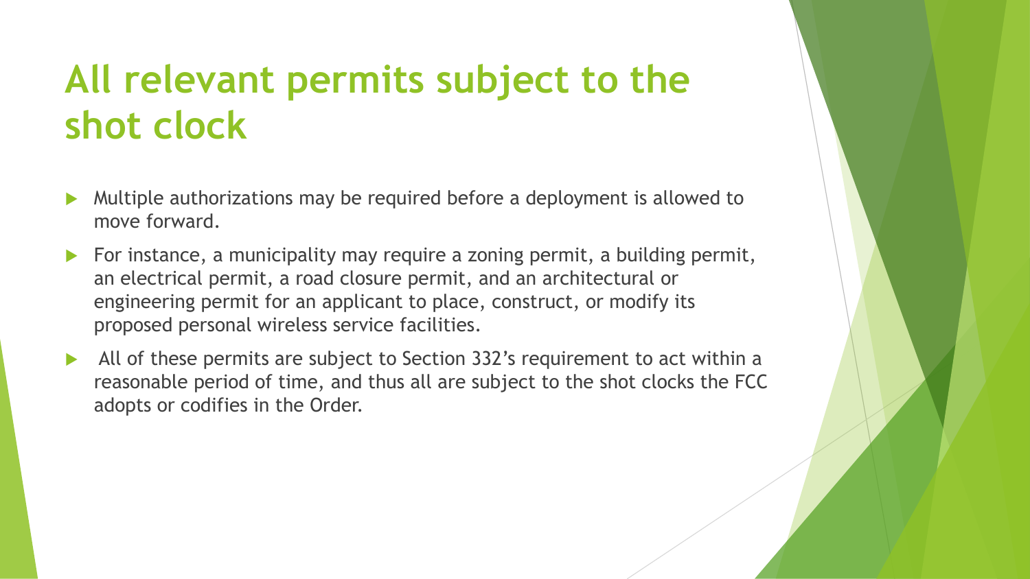# All relevant permits subject to the shot clock

- Multiple authorizations may be required before a deployment is allowed to move forward.
- For instance, a municipality may require a zoning permit, a building permit, an electrical permit, a road closure permit, and an architectural or engineering permit for an applicant to place, construct, or modify its proposed personal wireless service facilities.
- All of these permits are subject to Section 332's requirement to act within a reasonable period of time, and thus all are subject to the shot clocks the FCC adopts or codifies in the Order.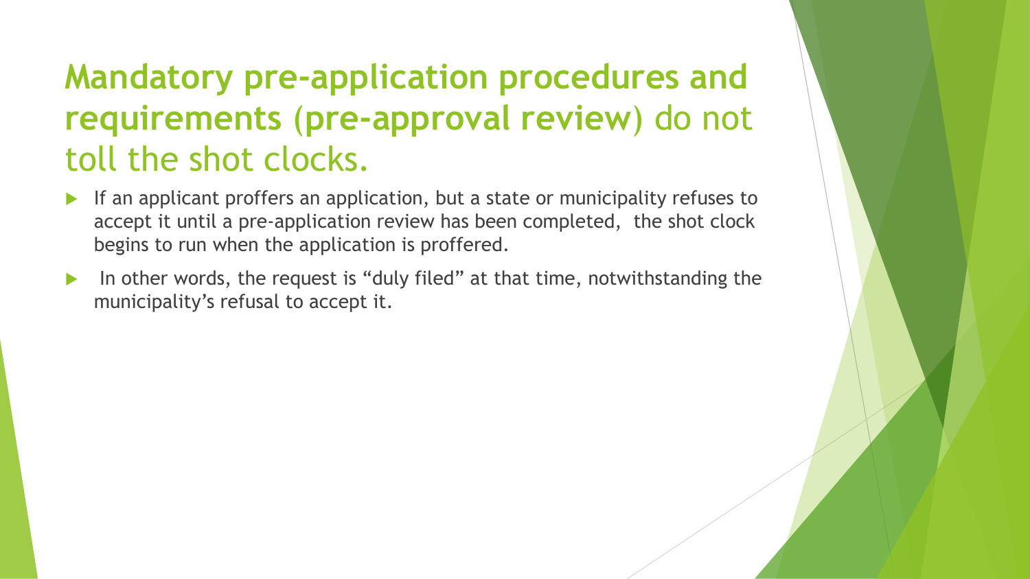# **Mandatory pre-application procedures and requirements (pre-approval review)** do not toll the shot clocks.

- If an applicant proffers an application, but a state or municipality refuses to accept it until a pre-application review has been completed, the shot clock begins to run when the application is proffered.
- In other words, the request is "duly filed" at that time, notwithstanding the municipality's refusal to accept it.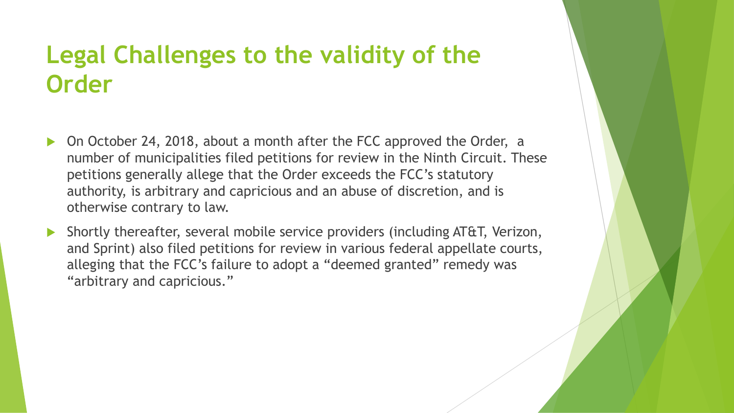# Legal Challenges to the validity of the Order

- On October 24, 2018, about a month after the FCC approved the Order, a number of municipalities filed petitions for review in the Ninth Circuit. These petitions generally allege that the Order exceeds the FCC's statutory authority, is arbitrary and capricious and an abuse of discretion, and is otherwise contrary to law.
- Shortly thereafter, several mobile service providers (including AT&T, Verizon, and Sprint) also filed petitions for review in various federal appellate courts, alleging that the FCC's failure to adopt a "deemed granted" remedy was "arbitrary and capricious."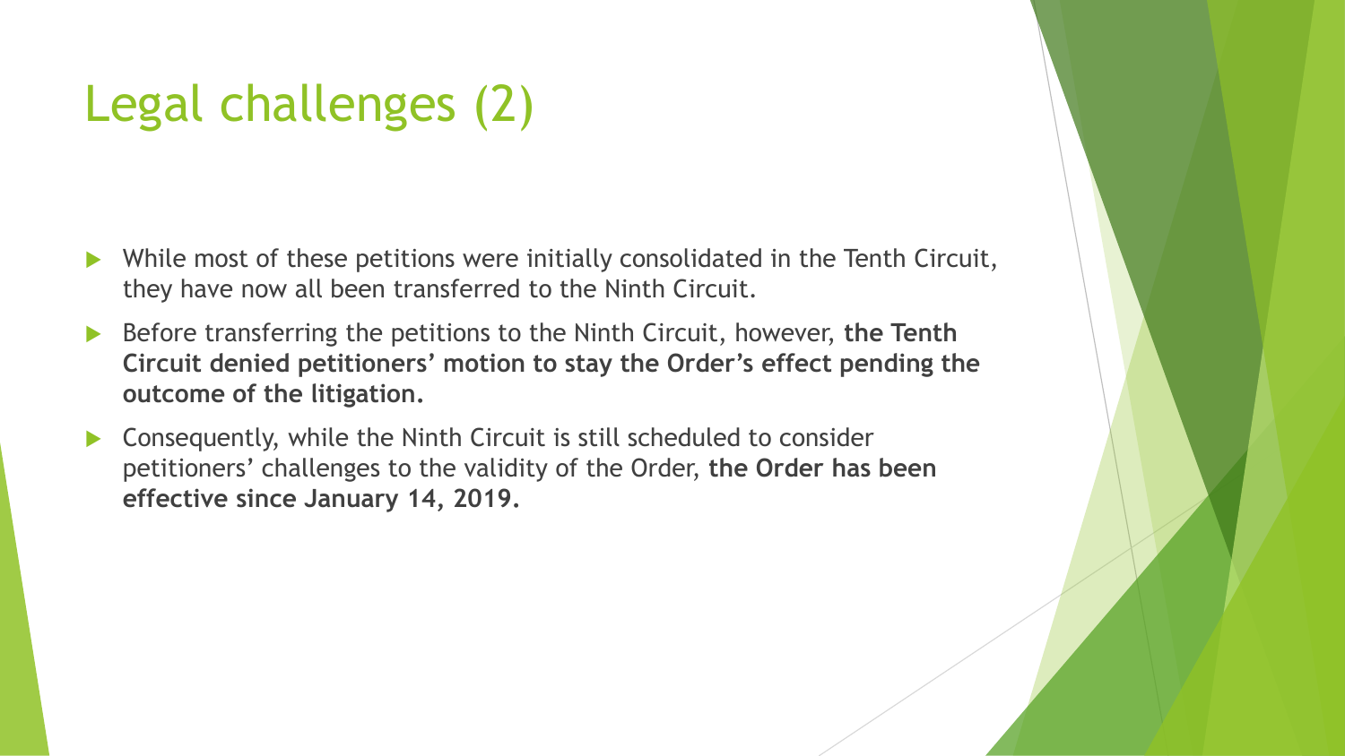# Legal challenges (2)

- While most of these petitions were initially consolidated in the Tenth Circuit, they have now all been transferred to the Ninth Circuit.
- Before transferring the petitions to the Ninth Circuit, however, **the Tenth Circuit denied petitioners' motion to stay the Order's effect pending the outcome of the litigation.**
- Consequently, while the Ninth Circuit is still scheduled to consider petitioners' challenges to the validity of the Order, **the Order has been effective since January 14, 2019.**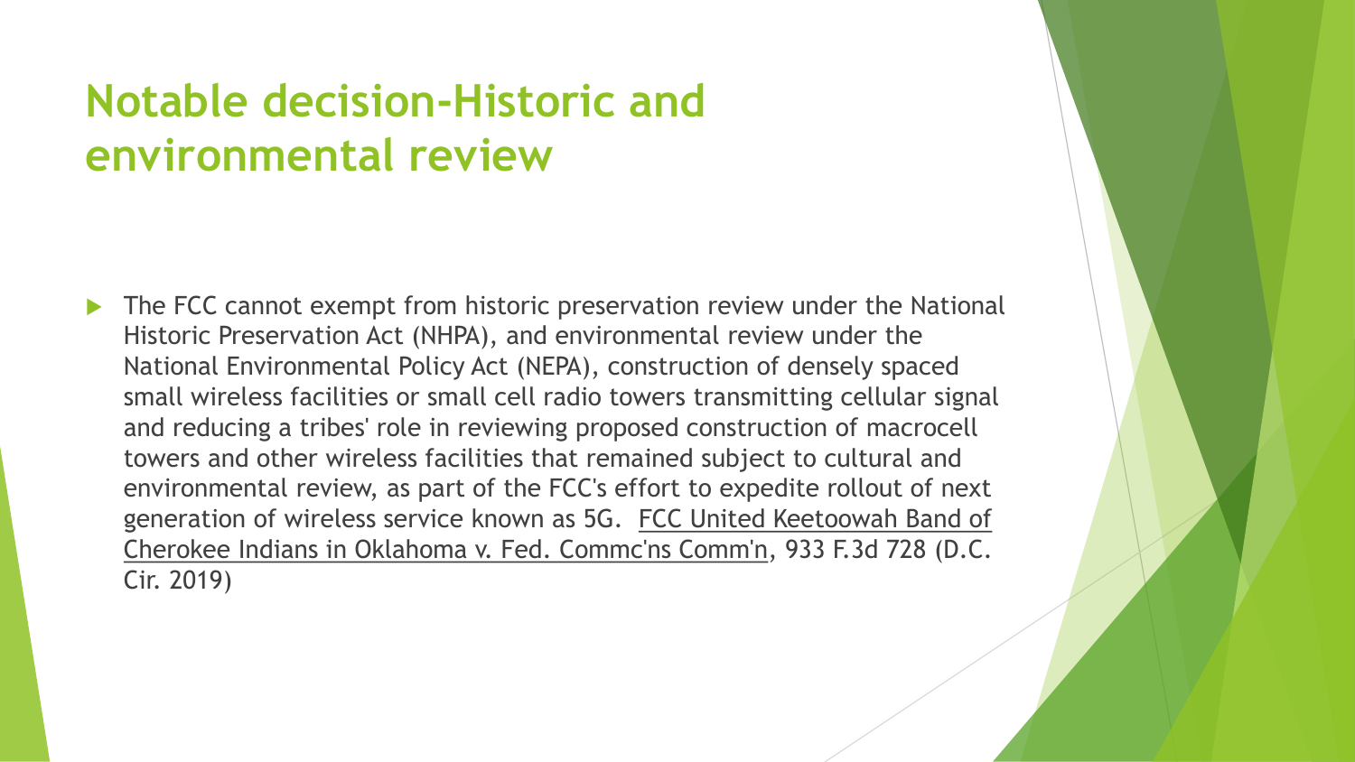# Notable decision-Historic and environmental review

- The FCC cannot exempt from historic preservation review under the National Historic Preservation Act (NHPA), and environmental review under the National Environmental Policy Act (NEPA), construction of densely spaced small wireless facilities or small cell radio towers transmitting cellular signal and reducing a tribes' role in reviewing proposed construction of macrocell towers and other wireless facilities that remained subject to cultural and environmental review, as part of the FCC's effort to expedite rollout of next generation of wireless service known as 5G. FCC United Keetoowah Band of Cherokee Indians in Oklahoma v. Fed. Commc'ns Comm'n, 933 F.3d 728 (D.C. Cir. 2019)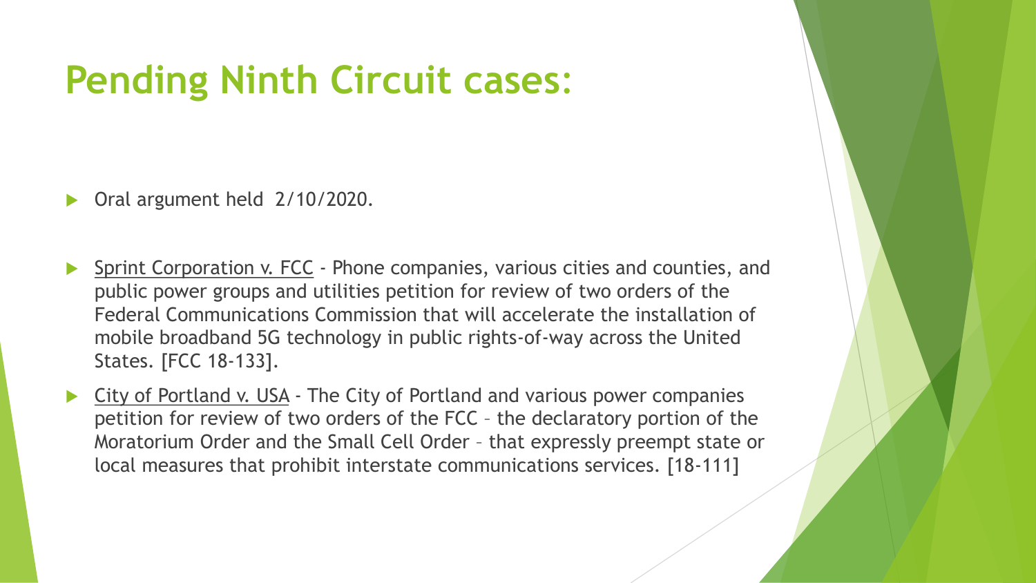# Pending Ninth Circuit cases:

- Oral argument held 2/10/2020.
- Sprint Corporation v. FCC - Phone companies, various cities and counties, and public power groups and utilities petition for review of two orders of the Federal Communications Commission that will accelerate the installation of mobile broadband 5G technology in public rights-of-way across the United States. [FCC 18-133].
- City of Portland v. USA - The City of Portland and various power companies petition for review of two orders of the FCC – the declaratory portion of the Moratorium Order and the Small Cell Order – that expressly preempt state or local measures that prohibit interstate communications services. [18-111]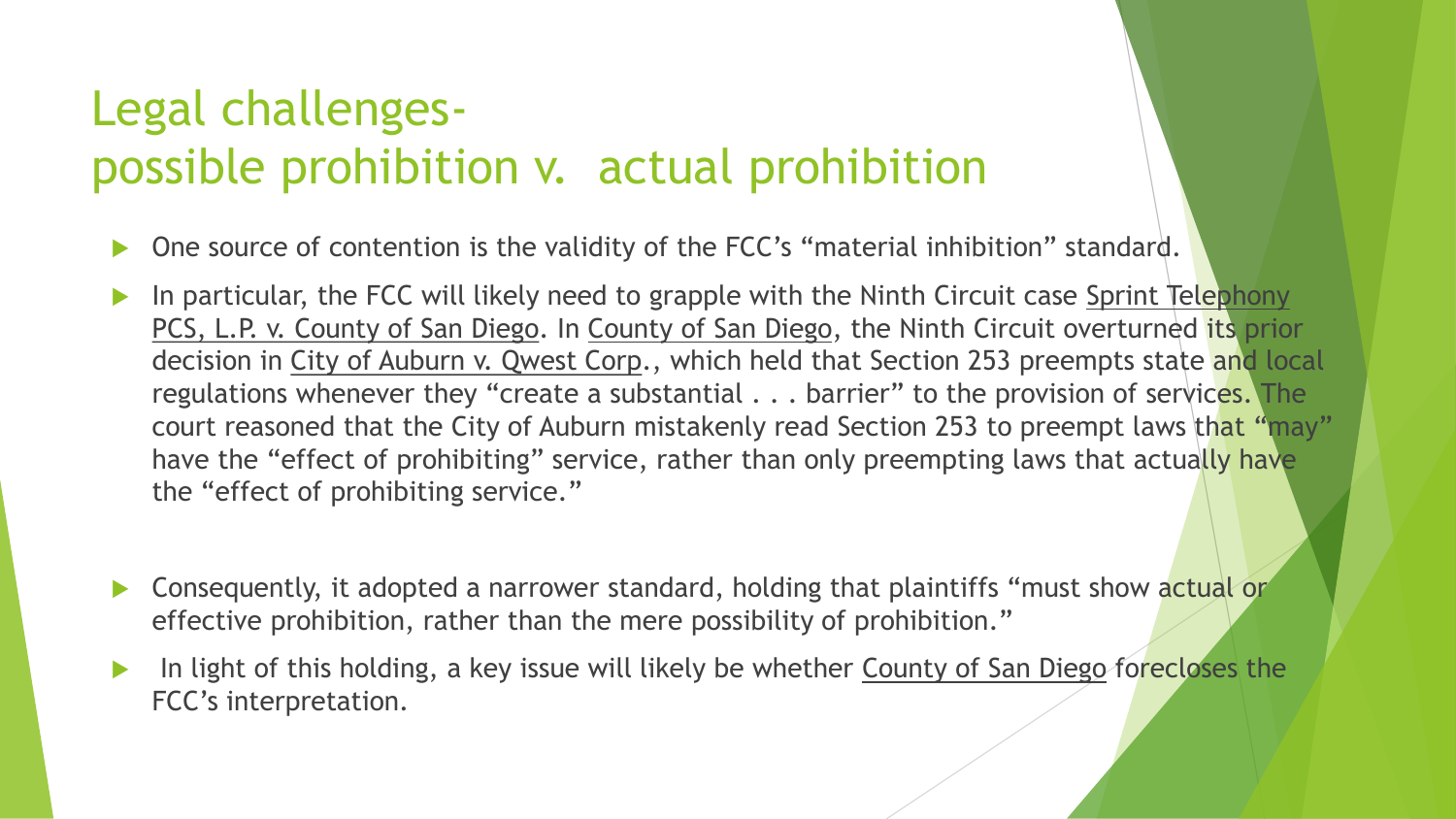# Legal challenges- possible prohibition v. actual prohibition

- One source of contention is the validity of the FCC's "material inhibition" standard.
- In particular, the FCC will likely need to grapple with the Ninth Circuit case Sprint Telephony PCS, L.P. v. County of San Diego. In County of San Diego, the Ninth Circuit overturned its prior decision in City of Auburn v. Qwest Corp., which held that Section 253 preempts state and local regulations whenever they "create a substantial . . . barrier" to the provision of services. The court reasoned that the City of Auburn mistakenly read Section 253 to preempt laws that "may" have the "effect of prohibiting" service, rather than only preempting laws that actually have the "effect of prohibiting service."
- Consequently, it adopted a narrower standard, holding that plaintiffs "must show actual or effective prohibition, rather than the mere possibility of prohibition."
- In light of this holding, a key issue will likely be whether County of San Diego forecloses the FCC's interpretation.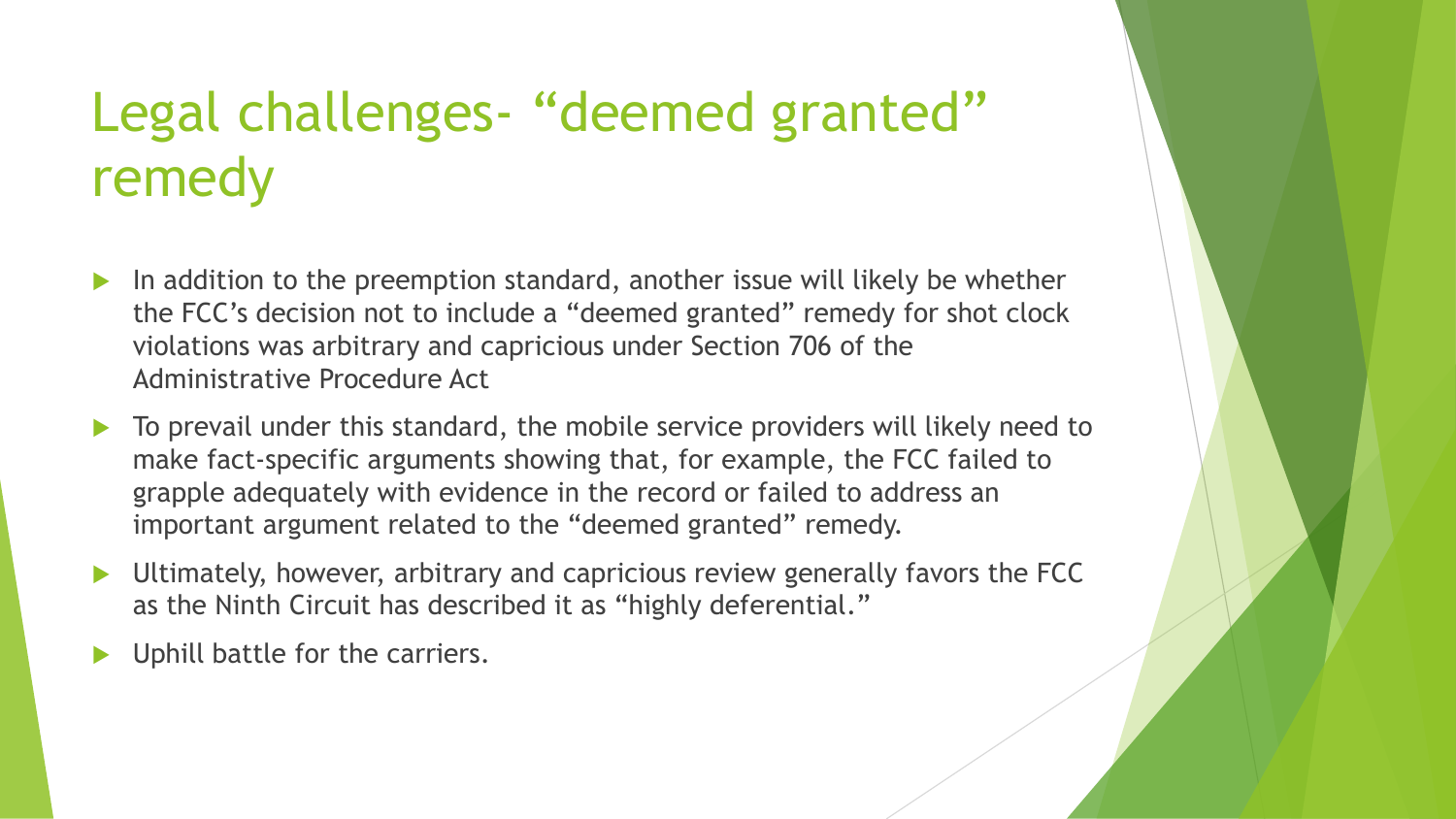# Legal challenges- "deemed granted" remedy

- In addition to the preemption standard, another issue will likely be whether the FCC's decision not to include a "deemed granted" remedy for shot clock violations was arbitrary and capricious under Section 706 of the Administrative Procedure Act
- To prevail under this standard, the mobile service providers will likely need to make fact-specific arguments showing that, for example, the FCC failed to grapple adequately with evidence in the record or failed to address an important argument related to the "deemed granted" remedy.
- Ultimately, however, arbitrary and capricious review generally favors the FCC as the Ninth Circuit has described it as "highly deferential."
- Uphill battle for the carriers.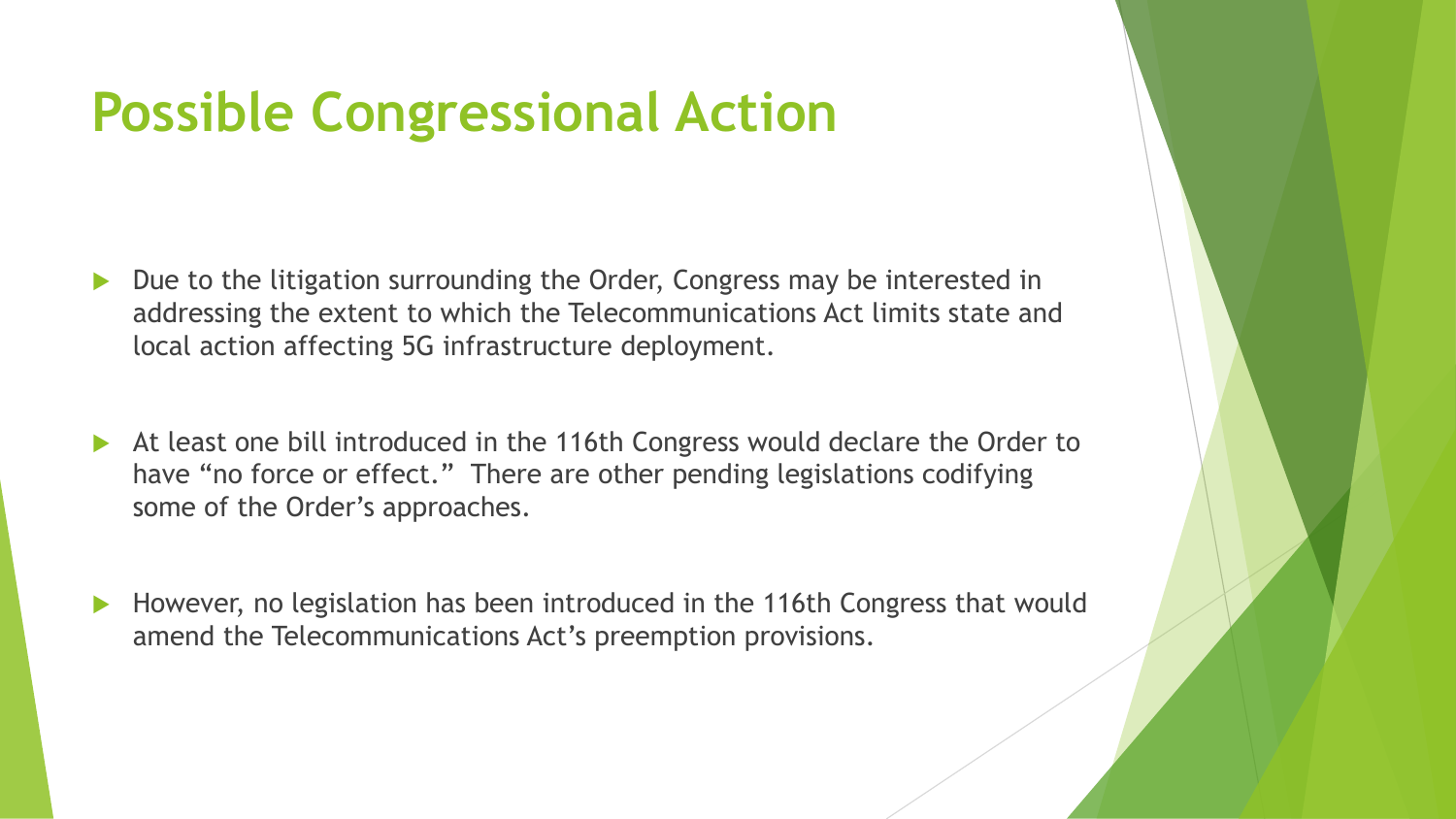# Possible Congressional Action

- Due to the litigation surrounding the Order, Congress may be interested in addressing the extent to which the Telecommunications Act limits state and local action affecting 5G infrastructure deployment.
- At least one bill introduced in the 116th Congress would declare the Order to have "no force or effect." There are other pending legislations codifying some of the Order's approaches.
- However, no legislation has been introduced in the 116th Congress that would amend the Telecommunications Act's preemption provisions.